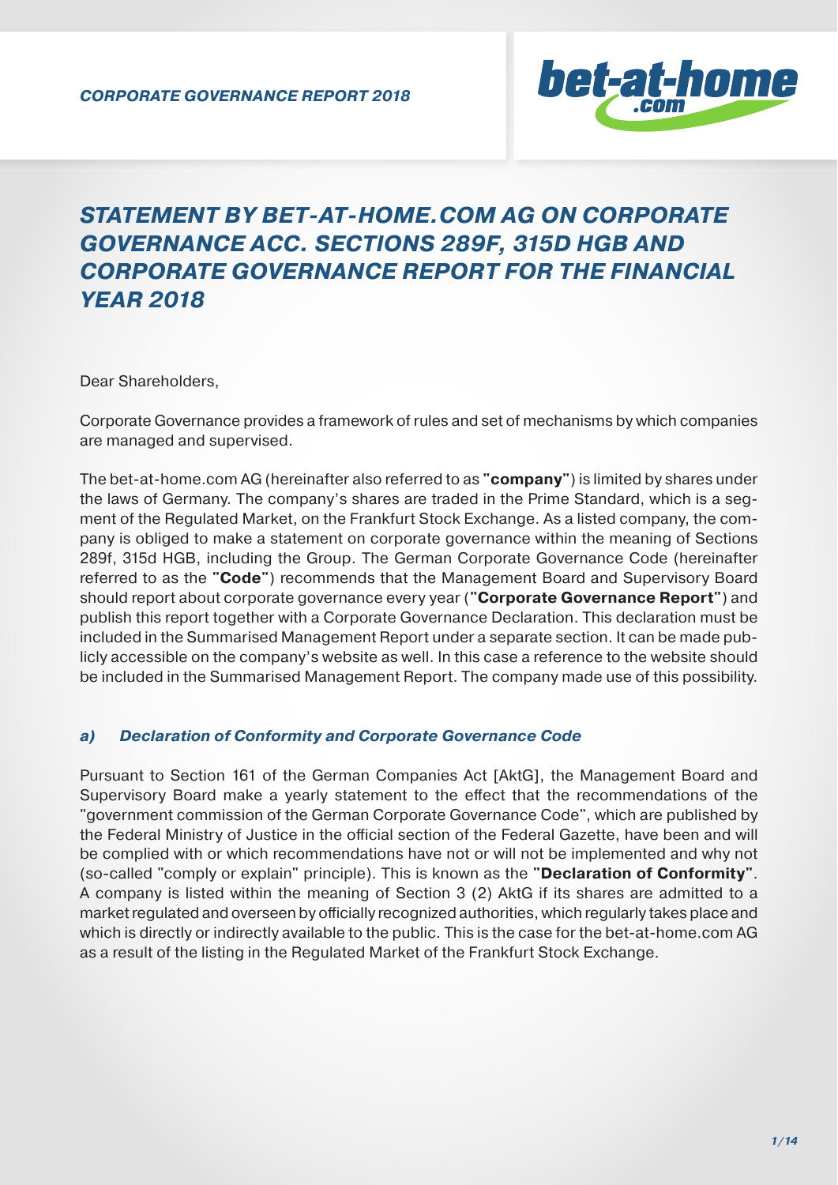# STATEMENT BY BET-AT-HOME.COM AG ON CORPORATE GOVERNANCE ACC. SECTIONS 289F, 315D HGB AND CORPORATE GOVERNANCE REPORT FOR THE FINANCIAL YEAR 2018

Dear Shareholders,

Corporate Governance provides a framework of rules and set of mechanisms by which companies are managed and supervised.

The bet-at-home.com AG (hereinafter also referred to as **"company"**) is limited by shares under the laws of Germany. The company's shares are traded in the Prime Standard, which is a segment of the Regulated Market, on the Frankfurt Stock Exchange. As a listed company, the company is obliged to make a statement on corporate governance within the meaning of Sections 289f, 315d HGB, including the Group. The German Corporate Governance Code (hereinafter referred to as the **"Code"**) recommends that the Management Board and Supervisory Board should report about corporate governance every year (**"Corporate Governance Report"**) and publish this report together with a Corporate Governance Declaration. This declaration must be included in the Summarised Management Report under a separate section. It can be made publicly accessible on the company's website as well. In this case a reference to the website should be included in the Summarised Management Report. The company made use of this possibility.

### *a) Declaration of Conformity and Corporate Governance Code*

Pursuant to Section 161 of the German Companies Act [AktG], the Management Board and Supervisory Board make a yearly statement to the effect that the recommendations of the "government commission of the German Corporate Governance Code", which are published by the Federal Ministry of Justice in the official section of the Federal Gazette, have been and will be complied with or which recommendations have not or will not be implemented and why not (so-called "comply or explain" principle). This is known as the **"Declaration of Conformity"**. A company is listed within the meaning of Section 3 (2) AktG if its shares are admitted to a market regulated and overseen by officially recognized authorities, which regularly takes place and which is directly or indirectly available to the public. This is the case for the bet-at-home.com AG as a result of the listing in the Regulated Market of the Frankfurt Stock Exchange.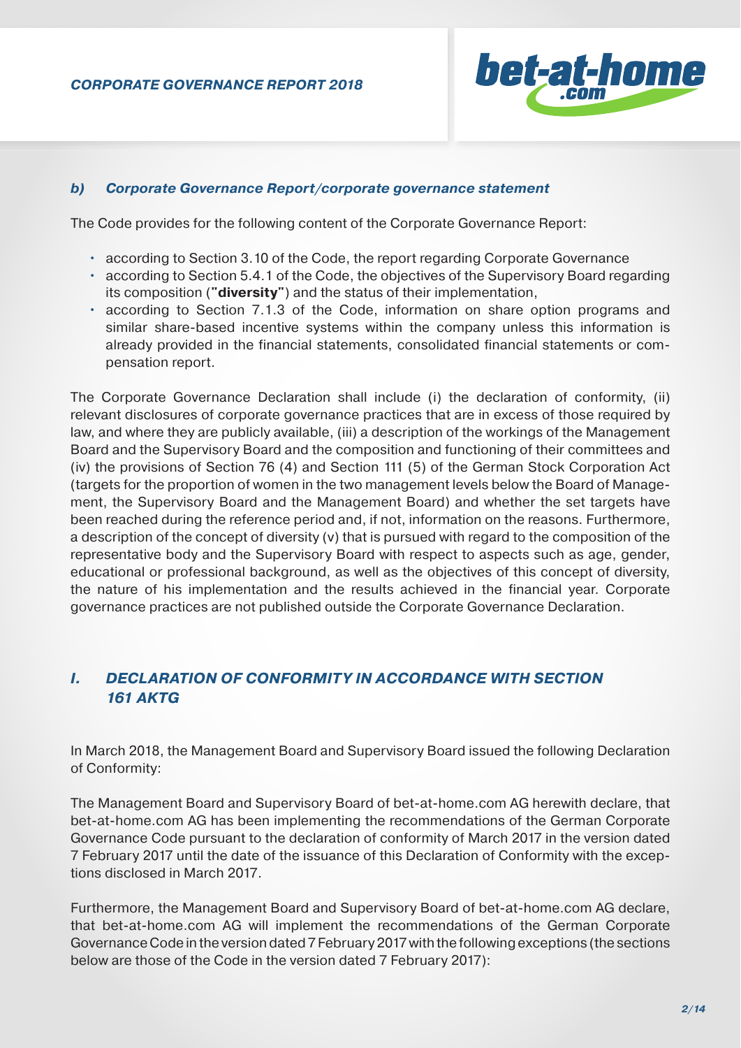### *b) Corporate Governance Report/corporate governance statement*

The Code provides for the following content of the Corporate Governance Report:

- according to Section 3.10 of the Code, the report regarding Corporate Governance
- according to Section 5.4.1 of the Code, the objectives of the Supervisory Board regarding its composition (**"diversity"**) and the status of their implementation,
- according to Section 7.1.3 of the Code, information on share option programs and similar share-based incentive systems within the company unless this information is already provided in the financial statements, consolidated financial statements or compensation report.

The Corporate Governance Declaration shall include (i) the declaration of conformity, (ii) relevant disclosures of corporate governance practices that are in excess of those required by law, and where they are publicly available, (iii) a description of the workings of the Management Board and the Supervisory Board and the composition and functioning of their committees and (iv) the provisions of Section 76 (4) and Section 111 (5) of the German Stock Corporation Act (targets for the proportion of women in the two management levels below the Board of Management, the Supervisory Board and the Management Board) and whether the set targets have been reached during the reference period and, if not, information on the reasons. Furthermore, a description of the concept of diversity (v) that is pursued with regard to the composition of the representative body and the Supervisory Board with respect to aspects such as age, gender, educational or professional background, as well as the objectives of this concept of diversity, the nature of his implementation and the results achieved in the financial year. Corporate governance practices are not published outside the Corporate Governance Declaration.

## *I. DECLARATION OF CONFORMITY IN ACCORDANCE WITH SECTION 161 AKTG*

In March 2018, the Management Board and Supervisory Board issued the following Declaration of Conformity:

The Management Board and Supervisory Board of bet-at-home.com AG herewith declare, that bet-at-home.com AG has been implementing the recommendations of the German Corporate Governance Code pursuant to the declaration of conformity of March 2017 in the version dated 7 February 2017 until the date of the issuance of this Declaration of Conformity with the exceptions disclosed in March 2017.

Furthermore, the Management Board and Supervisory Board of bet-at-home.com AG declare, that bet-at-home.com AG will implement the recommendations of the German Corporate Governance Code in the version dated 7 February 2017 with the following exceptions (the sections below are those of the Code in the version dated 7 February 2017):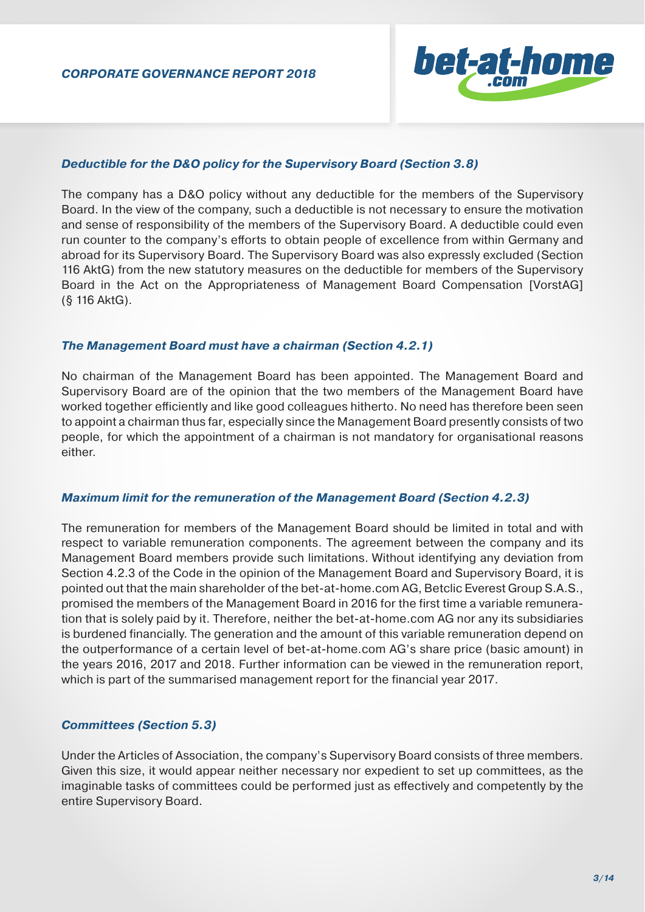### *Deductible for the D&O policy for the Supervisory Board (Section 3.8)*

The company has a D&O policy without any deductible for the members of the Supervisory Board. In the view of the company, such a deductible is not necessary to ensure the motivation and sense of responsibility of the members of the Supervisory Board. A deductible could even run counter to the company's efforts to obtain people of excellence from within Germany and abroad for its Supervisory Board. The Supervisory Board was also expressly excluded (Section 116 AktG) from the new statutory measures on the deductible for members of the Supervisory Board in the Act on the Appropriateness of Management Board Compensation [VorstAG] (§ 116 AktG).

### *The Management Board must have a chairman (Section 4.2.1)*

No chairman of the Management Board has been appointed. The Management Board and Supervisory Board are of the opinion that the two members of the Management Board have worked together efficiently and like good colleagues hitherto. No need has therefore been seen to appoint a chairman thus far, especially since the Management Board presently consists of two people, for which the appointment of a chairman is not mandatory for organisational reasons either.

### *Maximum limit for the remuneration of the Management Board (Section 4.2.3)*

The remuneration for members of the Management Board should be limited in total and with respect to variable remuneration components. The agreement between the company and its Management Board members provide such limitations. Without identifying any deviation from Section 4.2.3 of the Code in the opinion of the Management Board and Supervisory Board, it is pointed out that the main shareholder of the bet-at-home.com AG, Betclic Everest Group S.A.S., promised the members of the Management Board in 2016 for the first time a variable remuneration that is solely paid by it. Therefore, neither the bet-at-home.com AG nor any its subsidiaries is burdened financially. The generation and the amount of this variable remuneration depend on the outperformance of a certain level of bet-at-home.com AG's share price (basic amount) in the years 2016, 2017 and 2018. Further information can be viewed in the remuneration report, which is part of the summarised management report for the financial year 2017.

### *Committees (Section 5.3)*

Under the Articles of Association, the company's Supervisory Board consists of three members. Given this size, it would appear neither necessary nor expedient to set up committees, as the imaginable tasks of committees could be performed just as effectively and competently by the entire Supervisory Board.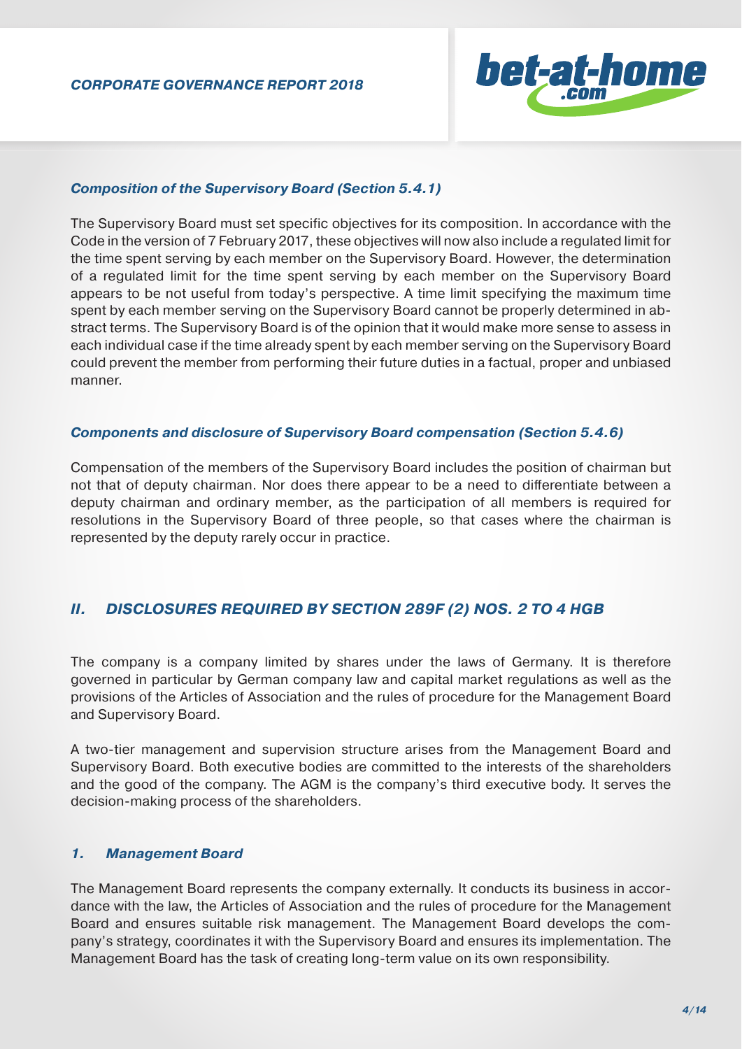#### *Composition of the Supervisory Board (Section 5.4.1)*

The Supervisory Board must set specific objectives for its composition. In accordance with the Code in the version of 7 February 2017, these objectives will now also include a regulated limit for the time spent serving by each member on the Supervisory Board. However, the determination of a regulated limit for the time spent serving by each member on the Supervisory Board appears to be not useful from today's perspective. A time limit specifying the maximum time spent by each member serving on the Supervisory Board cannot be properly determined in abstract terms. The Supervisory Board is of the opinion that it would make more sense to assess in each individual case if the time already spent by each member serving on the Supervisory Board could prevent the member from performing their future duties in a factual, proper and unbiased manner.

#### *Components and disclosure of Supervisory Board compensation (Section 5.4.6)*

Compensation of the members of the Supervisory Board includes the position of chairman but not that of deputy chairman. Nor does there appear to be a need to differentiate between a deputy chairman and ordinary member, as the participation of all members is required for resolutions in the Supervisory Board of three people, so that cases where the chairman is represented by the deputy rarely occur in practice.

## *II. DISCLOSURES REQUIRED BY SECTION 289F (2) NOS. 2 TO 4 HGB*

The company is a company limited by shares under the laws of Germany. It is therefore governed in particular by German company law and capital market regulations as well as the provisions of the Articles of Association and the rules of procedure for the Management Board and Supervisory Board.

A two-tier management and supervision structure arises from the Management Board and Supervisory Board. Both executive bodies are committed to the interests of the shareholders and the good of the company. The AGM is the company's third executive body. It serves the decision-making process of the shareholders.

### *1. Management Board*

The Management Board represents the company externally. It conducts its business in accordance with the law, the Articles of Association and the rules of procedure for the Management Board and ensures suitable risk management. The Management Board develops the company's strategy, coordinates it with the Supervisory Board and ensures its implementation. The Management Board has the task of creating long-term value on its own responsibility.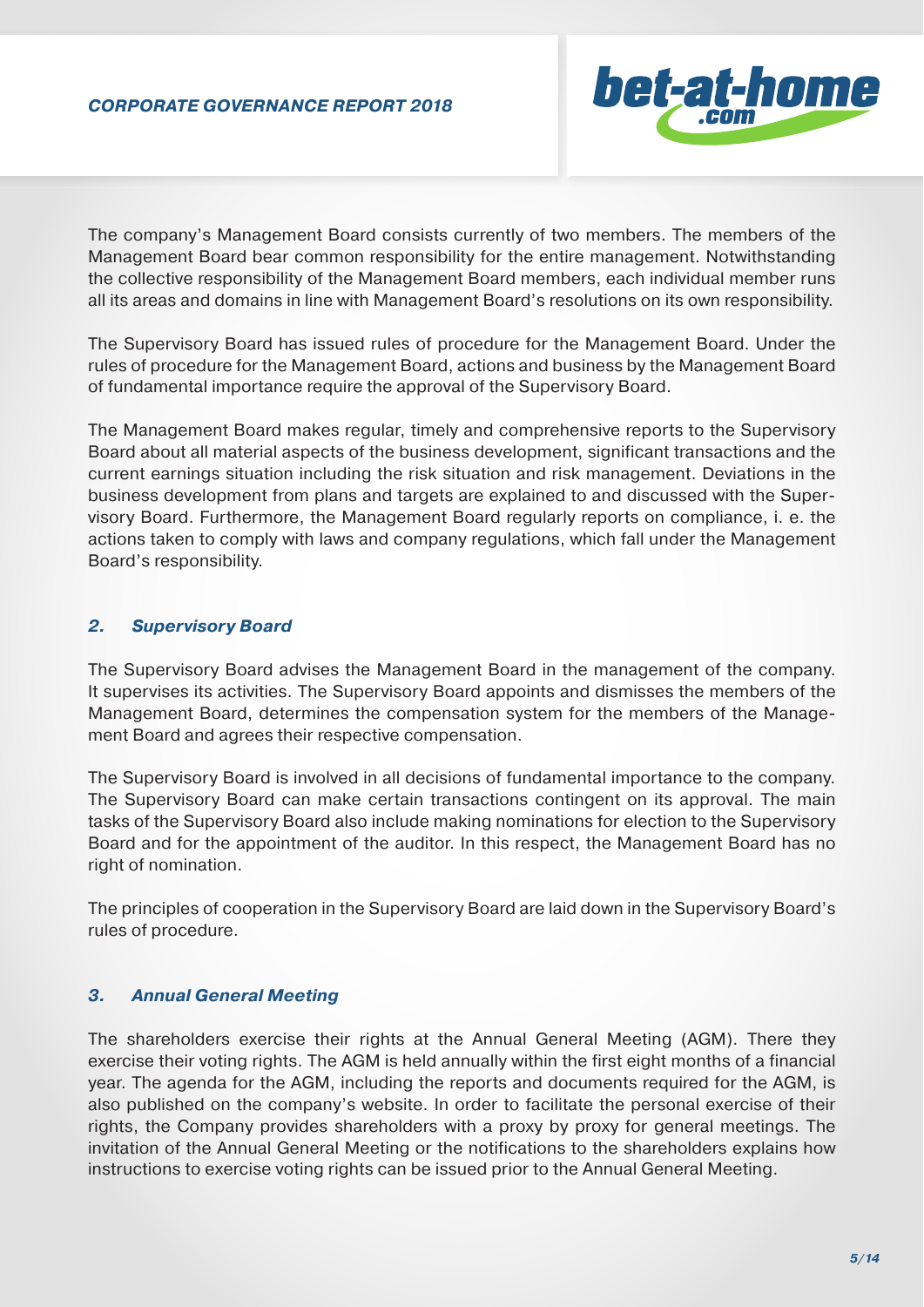The company's Management Board consists currently of two members. The members of the Management Board bear common responsibility for the entire management. Notwithstanding the collective responsibility of the Management Board members, each individual member runs all its areas and domains in line with Management Board's resolutions on its own responsibility.

The Supervisory Board has issued rules of procedure for the Management Board. Under the rules of procedure for the Management Board, actions and business by the Management Board of fundamental importance require the approval of the Supervisory Board.

The Management Board makes regular, timely and comprehensive reports to the Supervisory Board about all material aspects of the business development, significant transactions and the current earnings situation including the risk situation and risk management. Deviations in the business development from plans and targets are explained to and discussed with the Supervisory Board. Furthermore, the Management Board regularly reports on compliance, i. e. the actions taken to comply with laws and company regulations, which fall under the Management Board's responsibility.

### *2. Supervisory Board*

The Supervisory Board advises the Management Board in the management of the company. It supervises its activities. The Supervisory Board appoints and dismisses the members of the Management Board, determines the compensation system for the members of the Management Board and agrees their respective compensation.

The Supervisory Board is involved in all decisions of fundamental importance to the company. The Supervisory Board can make certain transactions contingent on its approval. The main tasks of the Supervisory Board also include making nominations for election to the Supervisory Board and for the appointment of the auditor. In this respect, the Management Board has no right of nomination.

The principles of cooperation in the Supervisory Board are laid down in the Supervisory Board's rules of procedure.

### *3. Annual General Meeting*

The shareholders exercise their rights at the Annual General Meeting (AGM). There they exercise their voting rights. The AGM is held annually within the first eight months of a financial year. The agenda for the AGM, including the reports and documents required for the AGM, is also published on the company's website. In order to facilitate the personal exercise of their rights, the Company provides shareholders with a proxy by proxy for general meetings. The invitation of the Annual General Meeting or the notifications to the shareholders explains how instructions to exercise voting rights can be issued prior to the Annual General Meeting.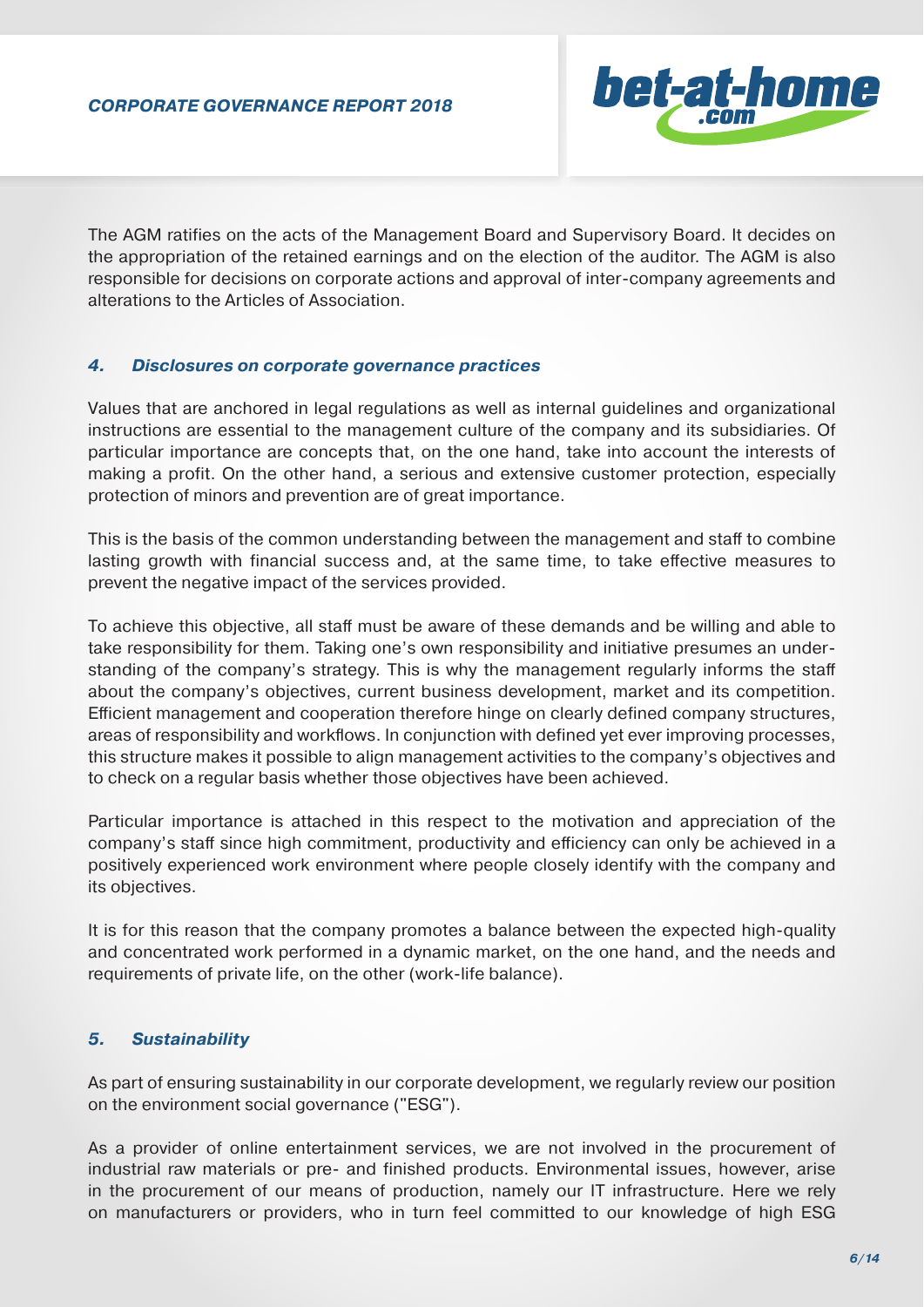The AGM ratifies on the acts of the Management Board and Supervisory Board. It decides on the appropriation of the retained earnings and on the election of the auditor. The AGM is also responsible for decisions on corporate actions and approval of inter-company agreements and alterations to the Articles of Association.

### *4. Disclosures on corporate governance practices*

Values that are anchored in legal regulations as well as internal guidelines and organizational instructions are essential to the management culture of the company and its subsidiaries. Of particular importance are concepts that, on the one hand, take into account the interests of making a profit. On the other hand, a serious and extensive customer protection, especially protection of minors and prevention are of great importance.

This is the basis of the common understanding between the management and staff to combine lasting growth with financial success and, at the same time, to take effective measures to prevent the negative impact of the services provided.

To achieve this objective, all staff must be aware of these demands and be willing and able to take responsibility for them. Taking one's own responsibility and initiative presumes an understanding of the company's strategy. This is why the management regularly informs the staff about the company's objectives, current business development, market and its competition. Efficient management and cooperation therefore hinge on clearly defined company structures, areas of responsibility and workflows. In conjunction with defined yet ever improving processes, this structure makes it possible to align management activities to the company's objectives and to check on a regular basis whether those objectives have been achieved.

Particular importance is attached in this respect to the motivation and appreciation of the company's staff since high commitment, productivity and efficiency can only be achieved in a positively experienced work environment where people closely identify with the company and its objectives.

It is for this reason that the company promotes a balance between the expected high-quality and concentrated work performed in a dynamic market, on the one hand, and the needs and requirements of private life, on the other (work-life balance).

### *5. Sustainability*

As part of ensuring sustainability in our corporate development, we regularly review our position on the environment social governance ("ESG").

As a provider of online entertainment services, we are not involved in the procurement of industrial raw materials or pre- and finished products. Environmental issues, however, arise in the procurement of our means of production, namely our IT infrastructure. Here we rely on manufacturers or providers, who in turn feel committed to our knowledge of high ESG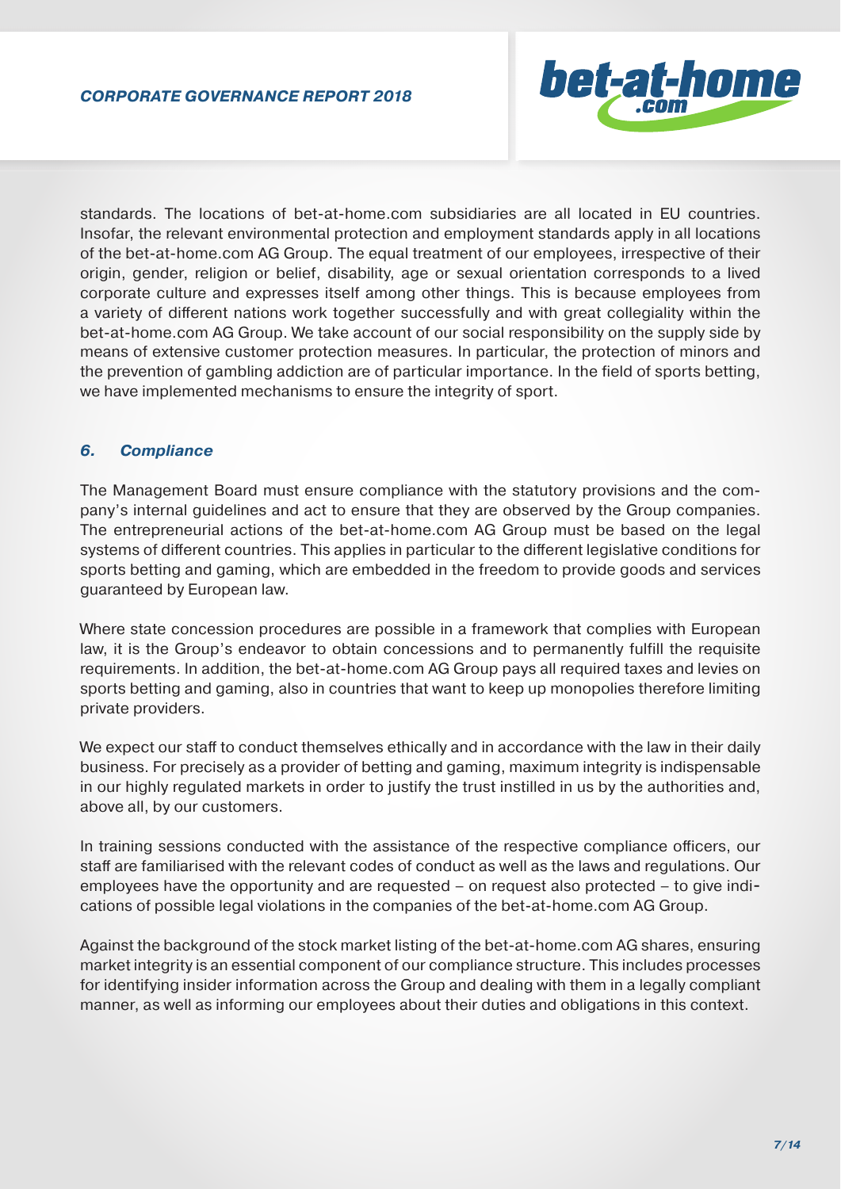standards. The locations of bet-at-home.com subsidiaries are all located in EU countries. Insofar, the relevant environmental protection and employment standards apply in all locations of the bet-at-home.com AG Group. The equal treatment of our employees, irrespective of their origin, gender, religion or belief, disability, age or sexual orientation corresponds to a lived corporate culture and expresses itself among other things. This is because employees from a variety of different nations work together successfully and with great collegiality within the bet-at-home.com AG Group. We take account of our social responsibility on the supply side by means of extensive customer protection measures. In particular, the protection of minors and the prevention of gambling addiction are of particular importance. In the field of sports betting, we have implemented mechanisms to ensure the integrity of sport.

## *6. Compliance*

The Management Board must ensure compliance with the statutory provisions and the company's internal guidelines and act to ensure that they are observed by the Group companies. The entrepreneurial actions of the bet-at-home.com AG Group must be based on the legal systems of different countries. This applies in particular to the different legislative conditions for sports betting and gaming, which are embedded in the freedom to provide goods and services guaranteed by European law.

Where state concession procedures are possible in a framework that complies with European law, it is the Group's endeavor to obtain concessions and to permanently fulfill the requisite requirements. In addition, the bet-at-home.com AG Group pays all required taxes and levies on sports betting and gaming, also in countries that want to keep up monopolies therefore limiting private providers.

We expect our staff to conduct themselves ethically and in accordance with the law in their daily business. For precisely as a provider of betting and gaming, maximum integrity is indispensable in our highly regulated markets in order to justify the trust instilled in us by the authorities and, above all, by our customers.

In training sessions conducted with the assistance of the respective compliance officers, our staff are familiarised with the relevant codes of conduct as well as the laws and regulations. Our employees have the opportunity and are requested – on request also protected – to give indications of possible legal violations in the companies of the bet-at-home.com AG Group.

Against the background of the stock market listing of the bet-at-home.com AG shares, ensuring market integrity is an essential component of our compliance structure. This includes processes for identifying insider information across the Group and dealing with them in a legally compliant manner, as well as informing our employees about their duties and obligations in this context.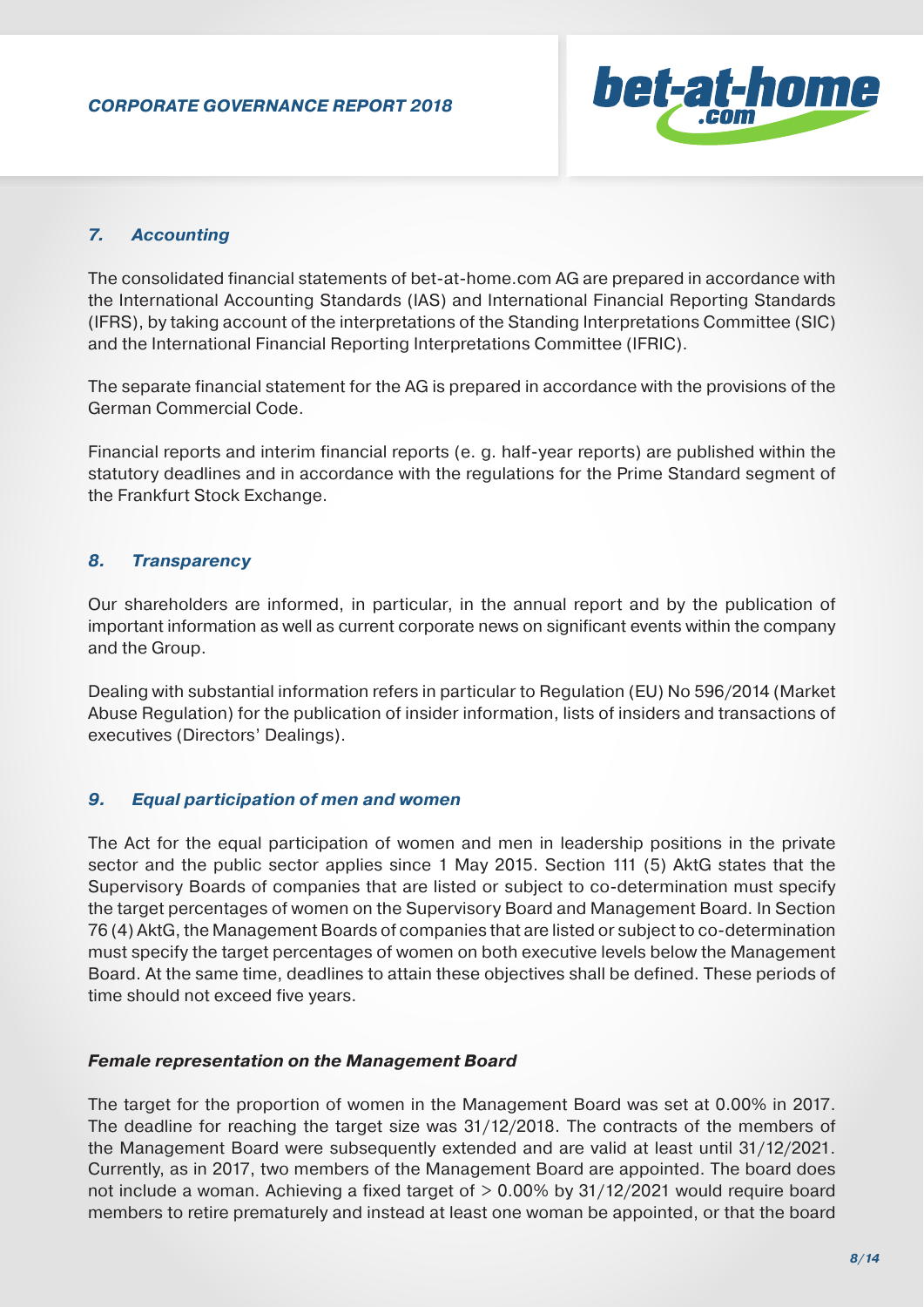## 7. Accounting

The consolidated financial statements of bet-at-home.com AG are prepared in accordance with the International Accounting Standards (IAS) and International Financial Reporting Standards (IFRS), by taking account of the interpretations of the Standing Interpretations Committee (SIC) and the International Financial Reporting Interpretations Committee (IFRIC).

The separate financial statement for the AG is prepared in accordance with the provisions of the German Commercial Code.

Financial reports and interim financial reports (e. g. half-year reports) are published within the statutory deadlines and in accordance with the regulations for the Prime Standard segment of the Frankfurt Stock Exchange.

## 8. Transparency

Our shareholders are informed, in particular, in the annual report and by the publication of important information as well as current corporate news on significant events within the company and the Group.

Dealing with substantial information refers in particular to Regulation (EU) No 596/2014 (Market Abuse Regulation) for the publication of insider information, lists of insiders and transactions of executives (Directors' Dealings).

## 9. Equal participation of men and women

The Act for the equal participation of women and men in leadership positions in the private sector and the public sector applies since 1 May 2015. Section 111 (5) AktG states that the Supervisory Boards of companies that are listed or subject to co-determination must specify the target percentages of women on the Supervisory Board and Management Board. In Section 76 (4) AktG, the Management Boards of companies that are listed or subject to co-determination must specify the target percentages of women on both executive levels below the Management Board. At the same time, deadlines to attain these objectives shall be defined. These periods of time should not exceed five years.

### Female representation on the Management Board

The target for the proportion of women in the Management Board was set at 0.00% in 2017. The deadline for reaching the target size was 31/12/2018. The contracts of the members of the Management Board were subsequently extended and are valid at least until 31/12/2021. Currently, as in 2017, two members of the Management Board are appointed. The board does not include a woman. Achieving a fixed target of > 0.00% by 31/12/2021 would require board members to retire prematurely and instead at least one woman be appointed, or that the board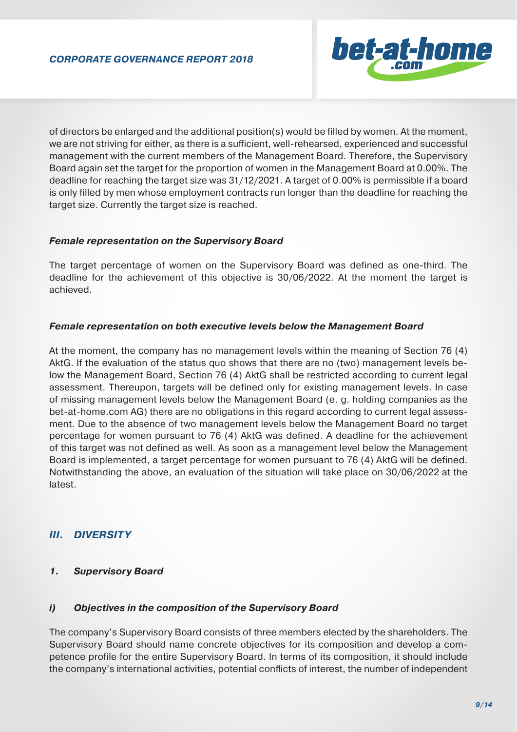of directors be enlarged and the additional position(s) would be filled by women. At the moment, we are not striving for either, as there is a sufficient, well-rehearsed, experienced and successful management with the current members of the Management Board. Therefore, the Supervisory Board again set the target for the proportion of women in the Management Board at 0.00%. The deadline for reaching the target size was 31/12/2021. A target of 0.00% is permissible if a board is only filled by men whose employment contracts run longer than the deadline for reaching the target size. Currently the target size is reached.

***Female representation on the Supervisory Board***

The target percentage of women on the Supervisory Board was defined as one-third. The deadline for the achievement of this objective is 30/06/2022. At the moment the target is achieved.

***Female representation on both executive levels below the Management Board***

At the moment, the company has no management levels within the meaning of Section 76 (4) AktG. If the evaluation of the status quo shows that there are no (two) management levels below the Management Board, Section 76 (4) AktG shall be restricted according to current legal assessment. Thereupon, targets will be defined only for existing management levels. In case of missing management levels below the Management Board (e. g. holding companies as the bet-at-home.com AG) there are no obligations in this regard according to current legal assessment. Due to the absence of two management levels below the Management Board no target percentage for women pursuant to 76 (4) AktG was defined. A deadline for the achievement of this target was not defined as well. As soon as a management level below the Management Board is implemented, a target percentage for women pursuant to 76 (4) AktG will be defined. Notwithstanding the above, an evaluation of the situation will take place on 30/06/2022 at the latest.

## *III. DIVERSITY*

### *1. Supervisory Board*

#### *i) Objectives in the composition of the Supervisory Board*

The company's Supervisory Board consists of three members elected by the shareholders. The Supervisory Board should name concrete objectives for its composition and develop a competence profile for the entire Supervisory Board. In terms of its composition, it should include the company's international activities, potential conflicts of interest, the number of independent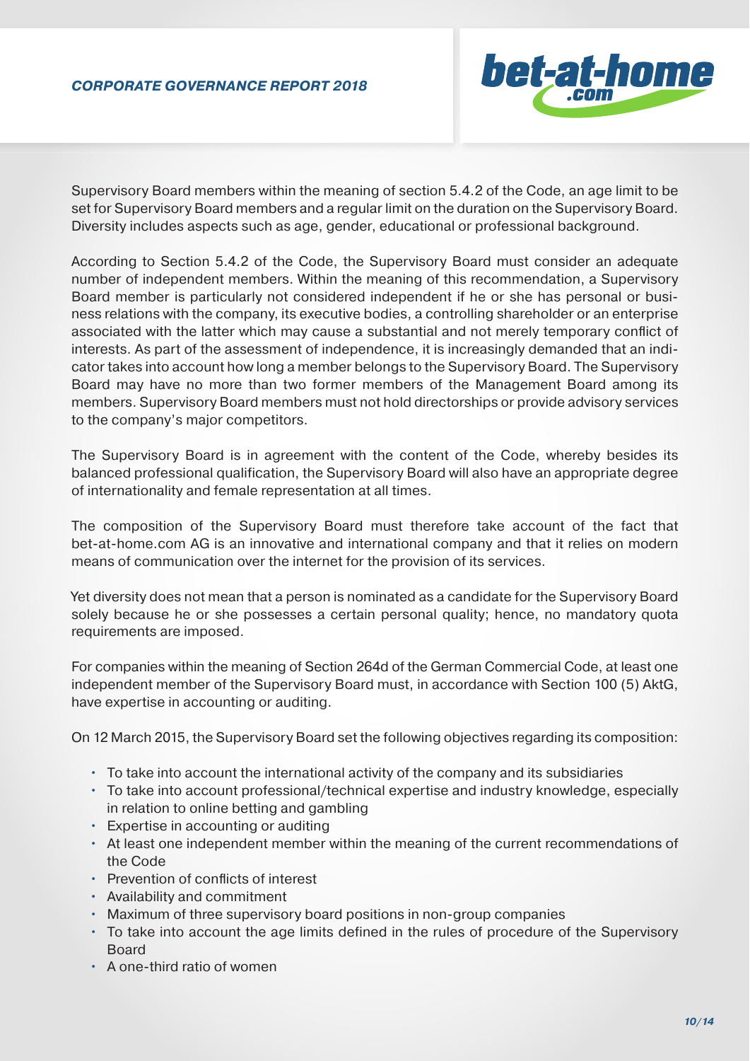Supervisory Board members within the meaning of section 5.4.2 of the Code, an age limit to be set for Supervisory Board members and a regular limit on the duration on the Supervisory Board. Diversity includes aspects such as age, gender, educational or professional background.

According to Section 5.4.2 of the Code, the Supervisory Board must consider an adequate number of independent members. Within the meaning of this recommendation, a Supervisory Board member is particularly not considered independent if he or she has personal or business relations with the company, its executive bodies, a controlling shareholder or an enterprise associated with the latter which may cause a substantial and not merely temporary conflict of interests. As part of the assessment of independence, it is increasingly demanded that an indicator takes into account how long a member belongs to the Supervisory Board. The Supervisory Board may have no more than two former members of the Management Board among its members. Supervisory Board members must not hold directorships or provide advisory services to the company's major competitors.

The Supervisory Board is in agreement with the content of the Code, whereby besides its balanced professional qualification, the Supervisory Board will also have an appropriate degree of internationality and female representation at all times.

The composition of the Supervisory Board must therefore take account of the fact that bet-at-home.com AG is an innovative and international company and that it relies on modern means of communication over the internet for the provision of its services.

Yet diversity does not mean that a person is nominated as a candidate for the Supervisory Board solely because he or she possesses a certain personal quality; hence, no mandatory quota requirements are imposed.

For companies within the meaning of Section 264d of the German Commercial Code, at least one independent member of the Supervisory Board must, in accordance with Section 100 (5) AktG, have expertise in accounting or auditing.

On 12 March 2015, the Supervisory Board set the following objectives regarding its composition:

- To take into account the international activity of the company and its subsidiaries
- To take into account professional/technical expertise and industry knowledge, especially in relation to online betting and gambling
- Expertise in accounting or auditing
- At least one independent member within the meaning of the current recommendations of the Code
- Prevention of conflicts of interest
- Availability and commitment
- Maximum of three supervisory board positions in non-group companies
- To take into account the age limits defined in the rules of procedure of the Supervisory Board
- A one-third ratio of women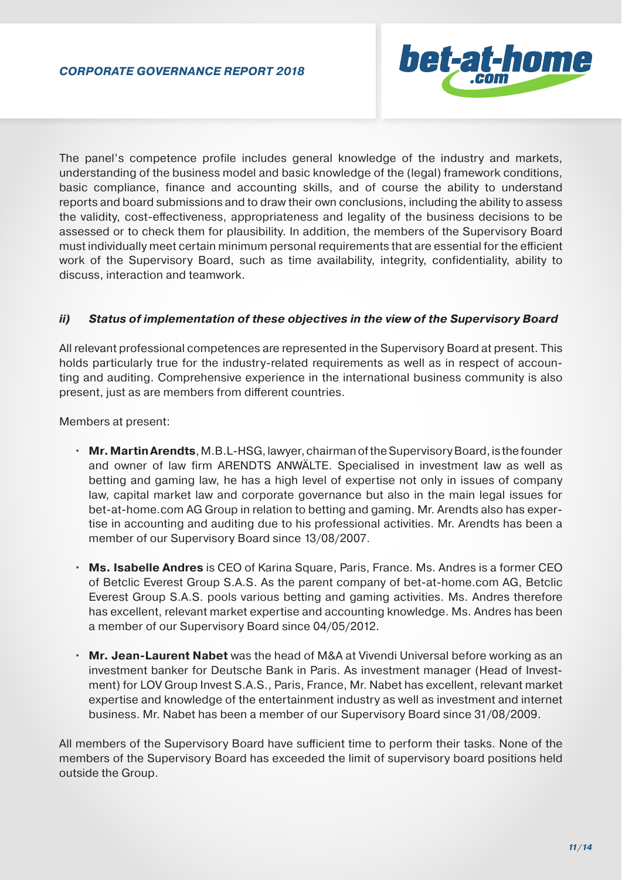The panel's competence profile includes general knowledge of the industry and markets, understanding of the business model and basic knowledge of the (legal) framework conditions, basic compliance, finance and accounting skills, and of course the ability to understand reports and board submissions and to draw their own conclusions, including the ability to assess the validity, cost-effectiveness, appropriateness and legality of the business decisions to be assessed or to check them for plausibility. In addition, the members of the Supervisory Board must individually meet certain minimum personal requirements that are essential for the efficient work of the Supervisory Board, such as time availability, integrity, confidentiality, ability to discuss, interaction and teamwork.

### *ii) Status of implementation of these objectives in the view of the Supervisory Board*

All relevant professional competences are represented in the Supervisory Board at present. This holds particularly true for the industry-related requirements as well as in respect of accounting and auditing. Comprehensive experience in the international business community is also present, just as are members from different countries.

Members at present:

- **Mr. Martin Arendts**, M.B.L-HSG, lawyer, chairman of the Supervisory Board, is the founder and owner of law firm ARENDTS ANWÄLTE. Specialised in investment law as well as betting and gaming law, he has a high level of expertise not only in issues of company law, capital market law and corporate governance but also in the main legal issues for bet-at-home.com AG Group in relation to betting and gaming. Mr. Arendts also has expertise in accounting and auditing due to his professional activities. Mr. Arendts has been a member of our Supervisory Board since 13/08/2007.
- **Ms. Isabelle Andres** is CEO of Karina Square, Paris, France. Ms. Andres is a former CEO of Betclic Everest Group S.A.S. As the parent company of bet-at-home.com AG, Betclic Everest Group S.A.S. pools various betting and gaming activities. Ms. Andres therefore has excellent, relevant market expertise and accounting knowledge. Ms. Andres has been a member of our Supervisory Board since 04/05/2012.
- **Mr. Jean-Laurent Nabet** was the head of M&A at Vivendi Universal before working as an investment banker for Deutsche Bank in Paris. As investment manager (Head of Investment) for LOV Group Invest S.A.S., Paris, France, Mr. Nabet has excellent, relevant market expertise and knowledge of the entertainment industry as well as investment and internet business. Mr. Nabet has been a member of our Supervisory Board since 31/08/2009.

All members of the Supervisory Board have sufficient time to perform their tasks. None of the members of the Supervisory Board has exceeded the limit of supervisory board positions held outside the Group.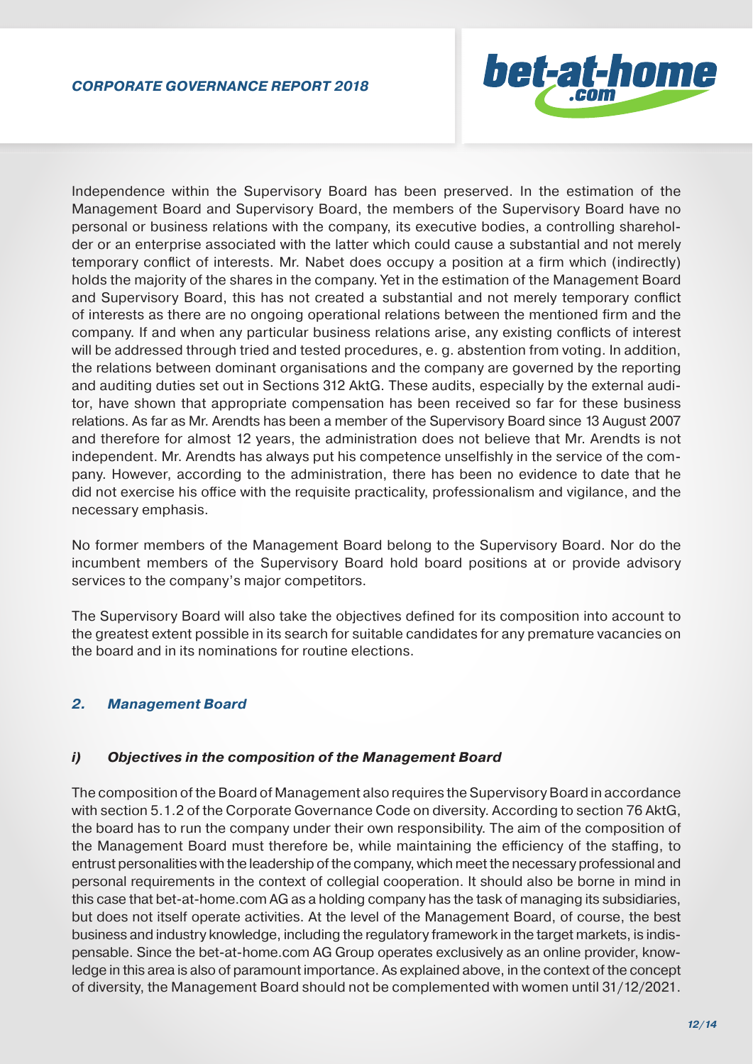Independence within the Supervisory Board has been preserved. In the estimation of the Management Board and Supervisory Board, the members of the Supervisory Board have no personal or business relations with the company, its executive bodies, a controlling shareholder or an enterprise associated with the latter which could cause a substantial and not merely temporary conflict of interests. Mr. Nabet does occupy a position at a firm which (indirectly) holds the majority of the shares in the company. Yet in the estimation of the Management Board and Supervisory Board, this has not created a substantial and not merely temporary conflict of interests as there are no ongoing operational relations between the mentioned firm and the company. If and when any particular business relations arise, any existing conflicts of interest will be addressed through tried and tested procedures, e. g. abstention from voting. In addition, the relations between dominant organisations and the company are governed by the reporting and auditing duties set out in Sections 312 AktG. These audits, especially by the external auditor, have shown that appropriate compensation has been received so far for these business relations. As far as Mr. Arendts has been a member of the Supervisory Board since 13 August 2007 and therefore for almost 12 years, the administration does not believe that Mr. Arendts is not independent. Mr. Arendts has always put his competence unselfishly in the service of the company. However, according to the administration, there has been no evidence to date that he did not exercise his office with the requisite practicality, professionalism and vigilance, and the necessary emphasis.

No former members of the Management Board belong to the Supervisory Board. Nor do the incumbent members of the Supervisory Board hold board positions at or provide advisory services to the company's major competitors.

The Supervisory Board will also take the objectives defined for its composition into account to the greatest extent possible in its search for suitable candidates for any premature vacancies on the board and in its nominations for routine elections.

## *2. Management Board*

### *i) Objectives in the composition of the Management Board*

The composition of the Board of Management also requires the Supervisory Board in accordance with section 5.1.2 of the Corporate Governance Code on diversity. According to section 76 AktG, the board has to run the company under their own responsibility. The aim of the composition of the Management Board must therefore be, while maintaining the efficiency of the staffing, to entrust personalities with the leadership of the company, which meet the necessary professional and personal requirements in the context of collegial cooperation. It should also be borne in mind in this case that bet-at-home.com AG as a holding company has the task of managing its subsidiaries, but does not itself operate activities. At the level of the Management Board, of course, the best business and industry knowledge, including the regulatory framework in the target markets, is indispensable. Since the bet-at-home.com AG Group operates exclusively as an online provider, knowledge in this area is also of paramount importance. As explained above, in the context of the concept of diversity, the Management Board should not be complemented with women until 31/12/2021.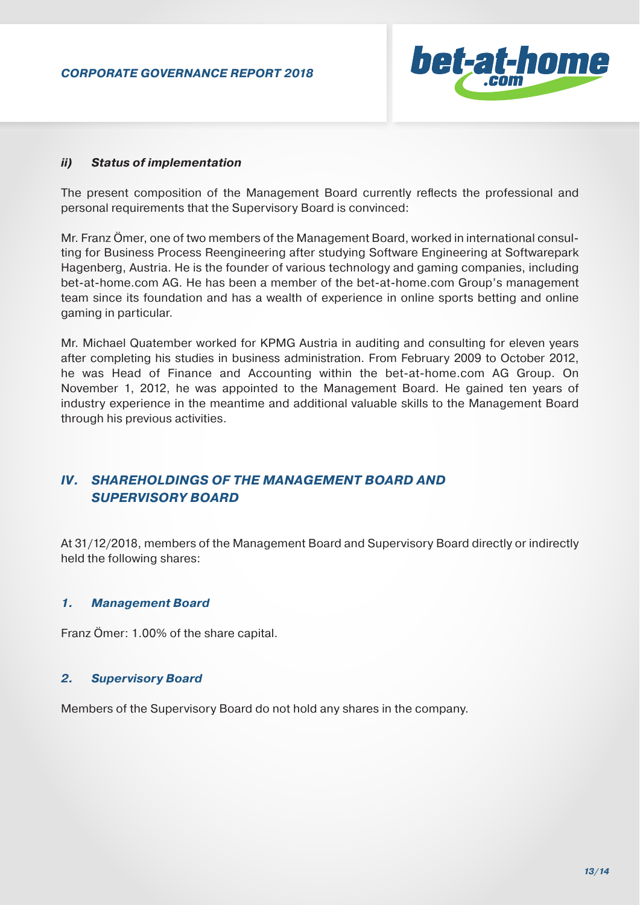#### ii) Status of implementation

The present composition of the Management Board currently reflects the professional and personal requirements that the Supervisory Board is convinced:

Mr. Franz Ömer, one of two members of the Management Board, worked in international consulting for Business Process Reengineering after studying Software Engineering at Softwarepark Hagenberg, Austria. He is the founder of various technology and gaming companies, including bet-at-home.com AG. He has been a member of the bet-at-home.com Group's management team since its foundation and has a wealth of experience in online sports betting and online gaming in particular.

Mr. Michael Quatember worked for KPMG Austria in auditing and consulting for eleven years after completing his studies in business administration. From February 2009 to October 2012, he was Head of Finance and Accounting within the bet-at-home.com AG Group. On November 1, 2012, he was appointed to the Management Board. He gained ten years of industry experience in the meantime and additional valuable skills to the Management Board through his previous activities.

## IV. SHAREHOLDINGS OF THE MANAGEMENT BOARD AND SUPERVISORY BOARD

At 31/12/2018, members of the Management Board and Supervisory Board directly or indirectly held the following shares:

### 1. Management Board

Franz Ömer: 1.00% of the share capital.

### 2. Supervisory Board

Members of the Supervisory Board do not hold any shares in the company.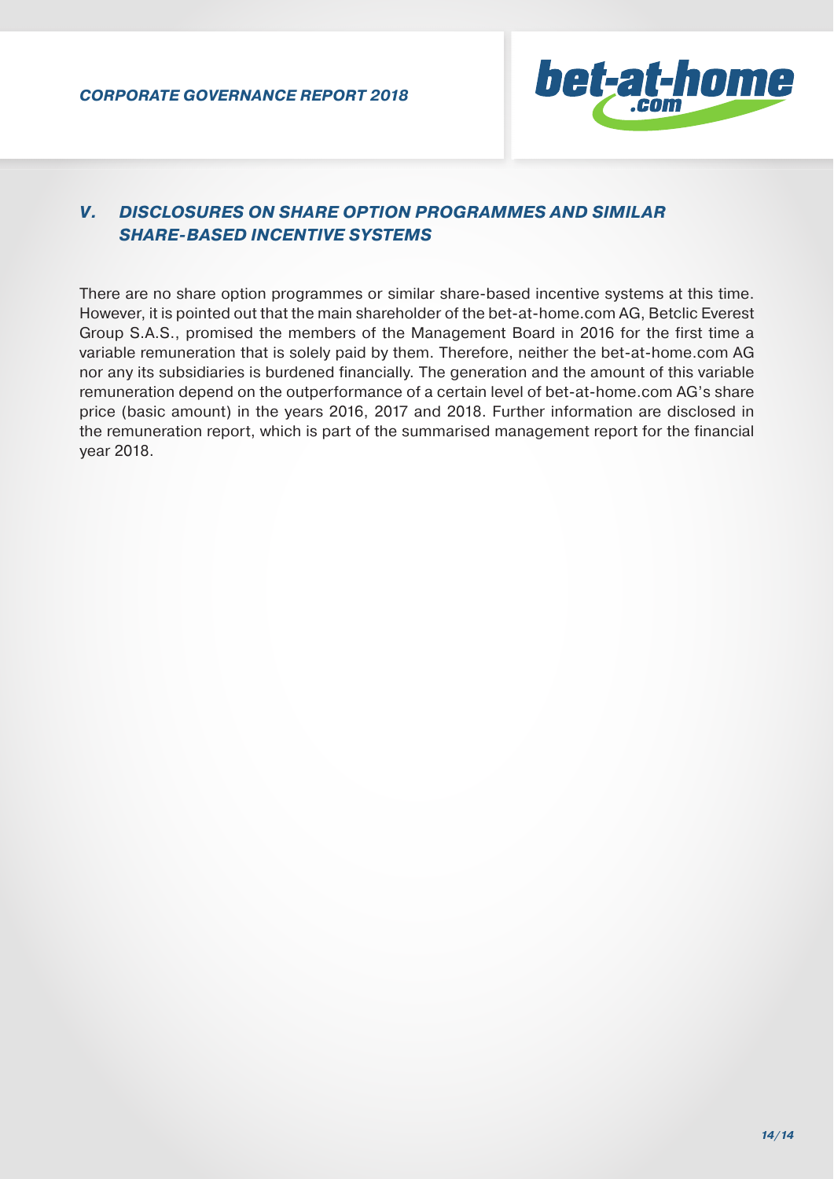## V. DISCLOSURES ON SHARE OPTION PROGRAMMES AND SIMILAR SHARE-BASED INCENTIVE SYSTEMS

There are no share option programmes or similar share-based incentive systems at this time. However, it is pointed out that the main shareholder of the bet-at-home.com AG, Betclic Everest Group S.A.S., promised the members of the Management Board in 2016 for the first time a variable remuneration that is solely paid by them. Therefore, neither the bet-at-home.com AG nor any its subsidiaries is burdened financially. The generation and the amount of this variable remuneration depend on the outperformance of a certain level of bet-at-home.com AG's share price (basic amount) in the years 2016, 2017 and 2018. Further information are disclosed in the remuneration report, which is part of the summarised management report for the financial year 2018.